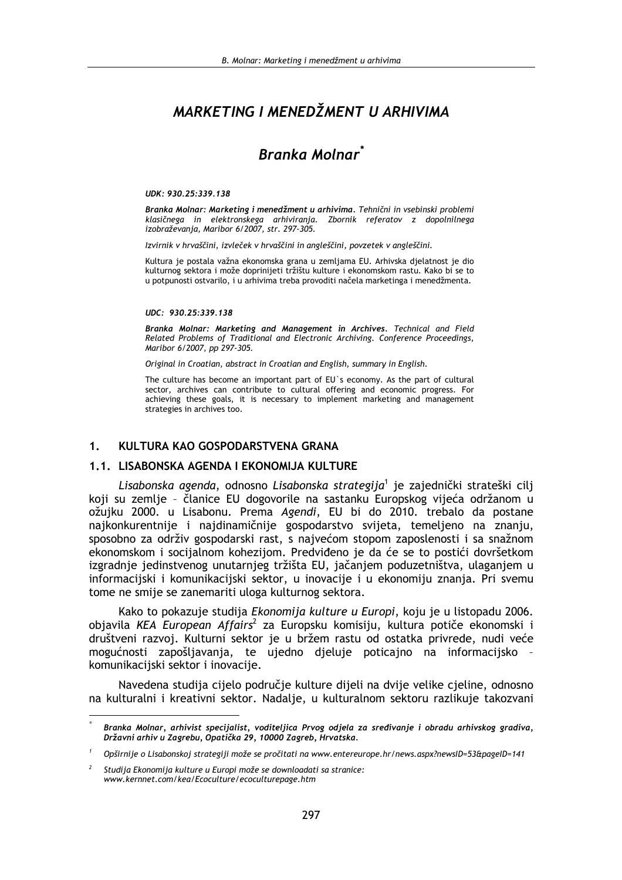# MARKETING I MENEDŽMENT U ARHIVIMA

## Branka Molnar*

***UDK: 930.25:339.138***

***Branka Molnar: Marketing i menedžment u arhivima.*** *Tehnični in vsebinski problemi klasičnega in elektronskega arhiviranja. Zbornik referatov z dopolnilnega izobraževanja, Maribor 6/2007, str. 297-305.*

*Izvirnik v hrvaščini, izvleček v hrvaščini in angleščini, povzetek v angleščini.*

Kultura je postala važna ekonomska grana u zemljama EU. Arhivska djelatnost je dio kulturnog sektora i može doprinijeti tržištu kulture i ekonomskom rastu. Kako bi se to u potpunosti ostvarilo, i u arhivima treba provoditi načela marketinga i menedžmenta.

***UDC: 930.25:339.138***

***Branka Molnar: Marketing and Management in Archives.*** *Technical and Field Related Problems of Traditional and Electronic Archiving. Conference Proceedings, Maribor 6/2007, pp 297-305.*

*Original in Croatian, abstract in Croatian and English, summary in English.*

The culture has become an important part of EU`s economy. As the part of cultural sector, archives can contribute to cultural offering and economic progress. For achieving these goals, it is necessary to implement marketing and management strategies in archives too.

## 1. KULTURA KAO GOSPODARSTVENA GRANA

### 1.1. LISABONSKA AGENDA I EKONOMIJA KULTURE

*Lisabonska agenda*, odnosno *Lisabonska strategija*[1] je zajednički strateški cilj koji su zemlje – članice EU dogovorile na sastanku Europskog vijeća održanom u ožujku 2000. u Lisabonu. Prema *Agendi*, EU bi do 2010. trebalo da postane najkonkurentnije i najdinamičnije gospodarstvo svijeta, temeljeno na znanju, sposobno za održiv gospodarski rast, s najvećom stopom zaposlenosti i sa snažnom ekonomskom i socijalnom kohezijom. Predviđeno je da će se to postići dovršetkom izgradnje jedinstvenog unutarnjeg tržišta EU, jačanjem poduzetništva, ulaganjem u informacijski i komunikacijski sektor, u inovacije i u ekonomiju znanja. Pri svemu tome ne smije se zanemariti uloga kulturnog sektora.

Kako to pokazuje studija *Ekonomija kulture u Europi*, koju je u listopadu 2006. objavila *KEA European Affairs*[2] za Europsku komisiju, kultura potiče ekonomski i društveni razvoj. Kulturni sektor je u bržem rastu od ostatka privrede, nudi veće mogućnosti zapošljavanja, te ujedno djeluje poticajno na informacijsko – komunikacijski sektor i inovacije.

Navedena studija cijelo područje kulture dijeli na dvije velike cjeline, odnosno na kulturalni i kreativni sektor. Nadalje, u kulturalnom sektoru razlikuje takozvani

---

\* ***Branka Molnar, arhivist specijalist, voditeljica Prvog odjela za sređivanje i obradu arhivskog gradiva, Državni arhiv u Zagrebu, Opatička 29, 10000 Zagreb, Hrvatska.***

[1] *Opširnije o Lisabonskoj strategiji može se pročitati na www.entereurope.hr/news.aspx?newsID=53&pageID=141*

[2] *Studija Ekonomija kulture u Europi može se downloadati sa stranice: www.kernnet.com/kea/Ecoculture/ecoculturepage.htm*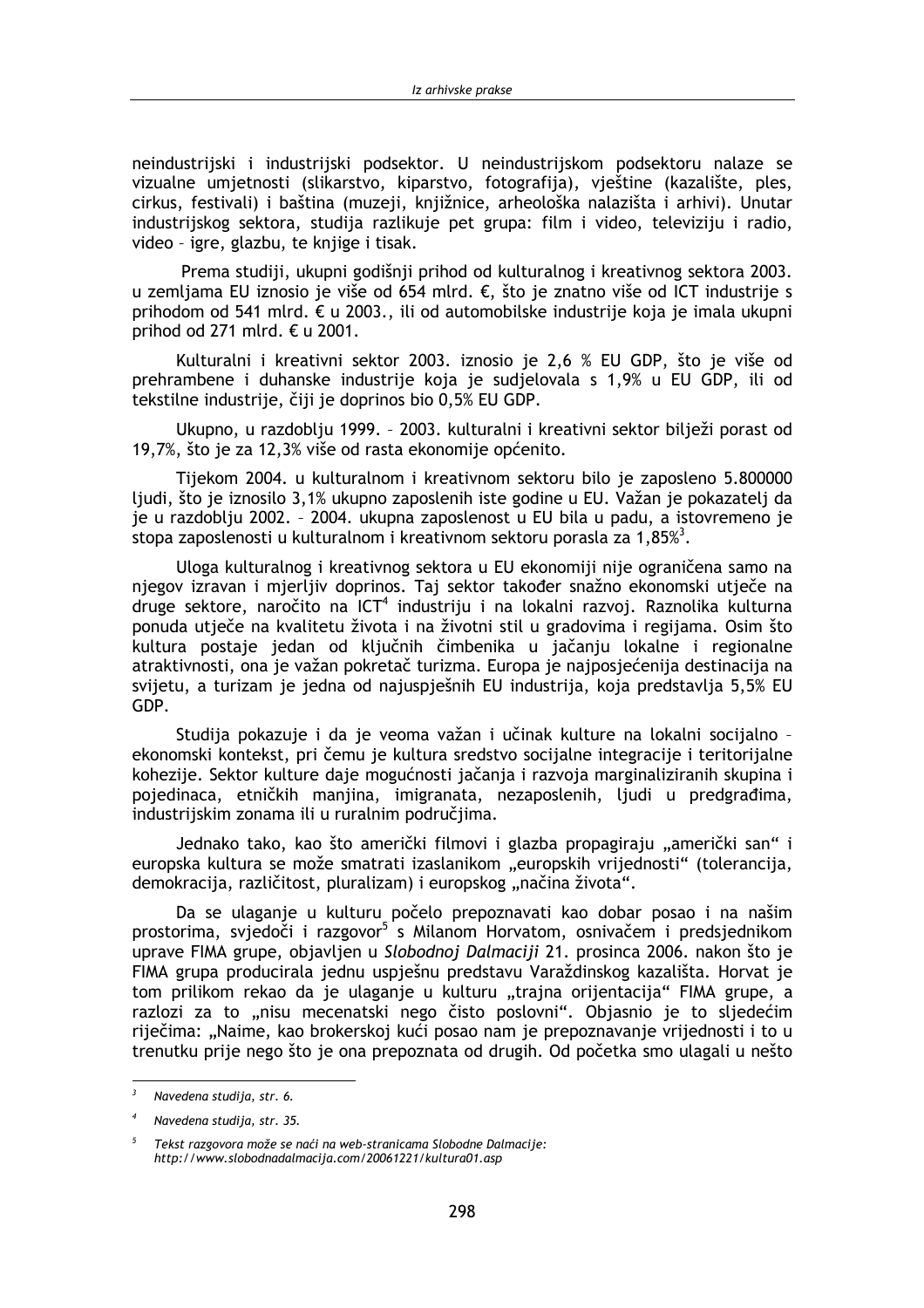neindustrijski i industrijski podsektor. U neindustrijskom podsektoru nalaze se vizualne umjetnosti (slikarstvo, kiparstvo, fotografija), vještine (kazalište, ples, cirkus, festivali) i baština (muzeji, knjižnice, arheološka nalazišta i arhivi). Unutar industrijskog sektora, studija razlikuje pet grupa: film i video, televiziju i radio, video – igre, glazbu, te knjige i tisak.

Prema studiji, ukupni godišnji prihod od kulturalnog i kreativnog sektora 2003. u zemljama EU iznosio je više od 654 mlrd. €, što je znatno više od ICT industrije s prihodom od 541 mlrd. € u 2003., ili od automobilske industrije koja je imala ukupni prihod od 271 mlrd. € u 2001.

Kulturalni i kreativni sektor 2003. iznosio je 2,6 % EU GDP, što je više od prehrambene i duhanske industrije koja je sudjelovala s 1,9% u EU GDP, ili od tekstilne industrije, čiji je doprinos bio 0,5% EU GDP.

Ukupno, u razdoblju 1999. – 2003. kulturalni i kreativni sektor bilježi porast od 19,7%, što je za 12,3% više od rasta ekonomije općenito.

Tijekom 2004. u kulturalnom i kreativnom sektoru bilo je zaposleno 5.800000 ljudi, što je iznosilo 3,1% ukupno zaposlenih iste godine u EU. Važan je pokazatelj da je u razdoblju 2002. – 2004. ukupna zaposlenost u EU bila u padu, a istovremeno je stopa zaposlenosti u kulturalnom i kreativnom sektoru porasla za 1,85%[3].

Uloga kulturalnog i kreativnog sektora u EU ekonomiji nije ograničena samo na njegov izravan i mjerljiv doprinos. Taj sektor također snažno ekonomski utječe na druge sektore, naročito na ICT[4] industriju i na lokalni razvoj. Raznolika kulturna ponuda utječe na kvalitetu života i na životni stil u gradovima i regijama. Osim što kultura postaje jedan od ključnih čimbenika u jačanju lokalne i regionalne atraktivnosti, ona je važan pokretač turizma. Europa je najposjećenija destinacija na svijetu, a turizam je jedna od najuspješnih EU industrija, koja predstavlja 5,5% EU GDP.

Studija pokazuje i da je veoma važan i učinak kulture na lokalni socijalno – ekonomski kontekst, pri čemu je kultura sredstvo socijalne integracije i teritorijalne kohezije. Sektor kulture daje mogućnosti jačanja i razvoja marginaliziranih skupina i pojedinaca, etničkih manjina, imigranata, nezaposlenih, ljudi u predgrađima, industrijskim zonama ili u ruralnim područjima.

Jednako tako, kao što američki filmovi i glazba propagiraju „američki san" i europska kultura se može smatrati izaslanikom „europskih vrijednosti" (tolerancija, demokracija, različitost, pluralizam) i europskog „načina života".

Da se ulaganje u kulturu počelo prepoznavati kao dobar posao i na našim prostorima, svjedoči i razgovor[5] s Milanom Horvatom, osnivačem i predsjednikom uprave FIMA grupe, objavljen u *Slobodnoj Dalmaciji* 21. prosinca 2006. nakon što je FIMA grupa producirala jednu uspješnu predstavu Varaždinskog kazališta. Horvat je tom prilikom rekao da je ulaganje u kulturu „trajna orijentacija" FIMA grupe, a razlozi za to „nisu mecenatski nego čisto poslovni". Objasnio je to sljedećim riječima: „Naime, kao brokerskoj kući posao nam je prepoznavanje vrijednosti i to u trenutku prije nego što je ona prepoznata od drugih. Od početka smo ulagali u nešto

---

[3] *Navedena studija, str. 6.*

[4] *Navedena studija, str. 35.*

[5] *Tekst razgovora može se naći na web-stranicama Slobodne Dalmacije: http://www.slobodnadalmacija.com/20061221/kultura01.asp*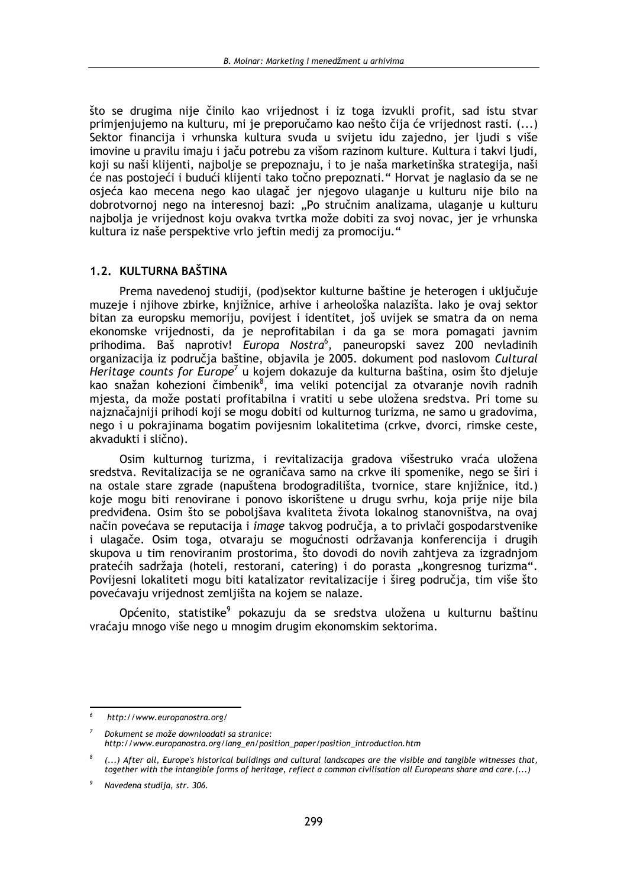što se drugima nije činilo kao vrijednost i iz toga izvukli profit, sad istu stvar primjenjujemo na kulturu, mi je preporučamo kao nešto čija će vrijednost rasti. (...) Sektor financija i vrhunska kultura svuda u svijetu idu zajedno, jer ljudi s više imovine u pravilu imaju i jaču potrebu za višom razinom kulture. Kultura i takvi ljudi, koji su naši klijenti, najbolje se prepoznaju, i to je naša marketinška strategija, naši će nas postojeći i budući klijenti tako točno prepoznati." Horvat je naglasio da se ne osjeća kao mecena nego kao ulagač jer njegovo ulaganje u kulturu nije bilo na dobrotvornoj nego na interesnoj bazi: „Po stručnim analizama, ulaganje u kulturu najbolja je vrijednost koju ovakva tvrtka može dobiti za svoj novac, jer je vrhunska kultura iz naše perspektive vrlo jeftin medij za promociju."

## 1.2. KULTURNA BAŠTINA

Prema navedenoj studiji, (pod)sektor kulturne baštine je heterogen i uključuje muzeje i njihove zbirke, knjižnice, arhive i arheološka nalazišta. Iako je ovaj sektor bitan za europsku memoriju, povijest i identitet, još uvijek se smatra da on nema ekonomske vrijednosti, da je neprofitabilan i da ga se mora pomagati javnim prihodima. Baš naprotiv! *Europa Nostra*[6], paneuropski savez 200 nevladinih organizacija iz područja baštine, objavila je 2005. dokument pod naslovom *Cultural Heritage counts for Europe*[7] u kojem dokazuje da kulturna baština, osim što djeluje kao snažan kohezioni čimbenik[8], ima veliki potencijal za otvaranje novih radnih mjesta, da može postati profitabilna i vratiti u sebe uložena sredstva. Pri tome su najznačajniji prihodi koji se mogu dobiti od kulturnog turizma, ne samo u gradovima, nego i u pokrajinama bogatim povijesnim lokalitetima (crkve, dvorci, rimske ceste, akvadukti i slično).

Osim kulturnog turizma, i revitalizacija gradova višestruko vraća uložena sredstva. Revitalizacija se ne ograničava samo na crkve ili spomenike, nego se širi i na ostale stare zgrade (napuštena brodogradilišta, tvornice, stare knjižnice, itd.) koje mogu biti renovirane i ponovo iskorištene u drugu svrhu, koja prije nije bila predviđena. Osim što se poboljšava kvaliteta života lokalnog stanovništva, na ovaj način povećava se reputacija i *image* takvog područja, a to privlači gospodarstvenike i ulagače. Osim toga, otvaraju se mogućnosti održavanja konferencija i drugih skupova u tim renoviranim prostorima, što dovodi do novih zahtjeva za izgradnjom pratećih sadržaja (hoteli, restorani, catering) i do porasta „kongresnog turizma". Povijesni lokaliteti mogu biti katalizator revitalizacije i šireg područja, tim više što povećavaju vrijednost zemljišta na kojem se nalaze.

Općenito, statistike[9] pokazuju da se sredstva uložena u kulturnu baštinu vraćaju mnogo više nego u mnogim drugim ekonomskim sektorima.

---

[6] *http://www.europanostra.org/*

[7] *Dokument se može downloadati sa stranice: http://www.europanostra.org/lang_en/position_paper/position_introduction.htm*

[8] *(...) After all, Europe's historical buildings and cultural landscapes are the visible and tangible witnesses that, together with the intangible forms of heritage, reflect a common civilisation all Europeans share and care.(...)*

[9] *Navedena studija, str. 306.*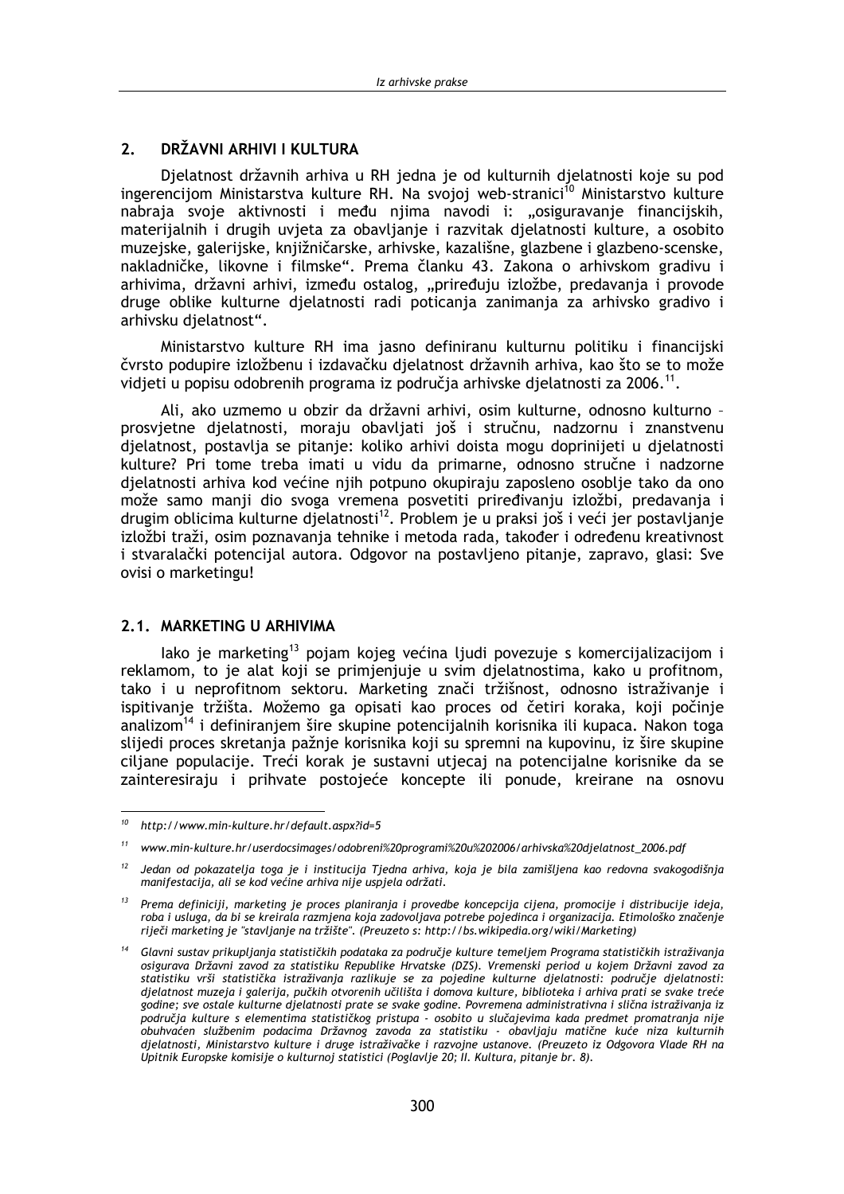## 2. DRŽAVNI ARHIVI I KULTURA

Djelatnost državnih arhiva u RH jedna je od kulturnih djelatnosti koje su pod ingerencijom Ministarstva kulture RH. Na svojoj web-stranici[10] Ministarstvo kulture nabraja svoje aktivnosti i među njima navodi i: „osiguravanje financijskih, materijalnih i drugih uvjeta za obavljanje i razvitak djelatnosti kulture, a osobito muzejske, galerijske, knjižničarske, arhivske, kazališne, glazbene i glazbeno-scenske, nakladničke, likovne i filmske". Prema članku 43. Zakona o arhivskom gradivu i arhivima, državni arhivi, između ostalog, „priređuju izložbe, predavanja i provode druge oblike kulturne djelatnosti radi poticanja zanimanja za arhivsko gradivo i arhivsku djelatnost".

Ministarstvo kulture RH ima jasno definiranu kulturnu politiku i financijski čvrsto podupire izložbenu i izdavačku djelatnost državnih arhiva, kao što se to može vidjeti u popisu odobrenih programa iz područja arhivske djelatnosti za 2006.[11].

Ali, ako uzmemo u obzir da državni arhivi, osim kulturne, odnosno kulturno – prosvjetne djelatnosti, moraju obavljati još i stručnu, nadzornu i znanstvenu djelatnost, postavlja se pitanje: koliko arhivi doista mogu doprinijeti u djelatnosti kulture? Pri tome treba imati u vidu da primarne, odnosno stručne i nadzorne djelatnosti arhiva kod većine njih potpuno okupiraju zaposleno osoblje tako da ono može samo manji dio svoga vremena posvetiti priređivanju izložbi, predavanja i drugim oblicima kulturne djelatnosti[12]. Problem je u praksi još i veći jer postavljanje izložbi traži, osim poznavanja tehnike i metoda rada, također i određenu kreativnost i stvaralački potencijal autora. Odgovor na postavljeno pitanje, zapravo, glasi: Sve ovisi o marketingu!

### 2.1. MARKETING U ARHIVIMA

Iako je marketing[13] pojam kojeg većina ljudi povezuje s komercijalizacijom i reklamom, to je alat koji se primjenjuje u svim djelatnostima, kako u profitnom, tako i u neprofitnom sektoru. Marketing znači tržišnost, odnosno istraživanje i ispitivanje tržišta. Možemo ga opisati kao proces od četiri koraka, koji počinje analizom[14] i definiranjem šire skupine potencijalnih korisnika ili kupaca. Nakon toga slijedi proces skretanja pažnje korisnika koji su spremni na kupovinu, iz šire skupine ciljane populacije. Treći korak je sustavni utjecaj na potencijalne korisnike da se zainteresiraju i prihvate postojeće koncepte ili ponude, kreirane na osnovu

---

[10] *http://www.min-kulture.hr/default.aspx?id=5*

[11] *www.min-kulture.hr/userdocsimages/odobreni%20programi%20u%202006/arhivska%20djelatnost_2006.pdf*

[12] *Jedan od pokazatelja toga je i institucija Tjedna arhiva, koja je bila zamišljena kao redovna svakogodišnja manifestacija, ali se kod većine arhiva nije uspjela održati.*

[13] *Prema definiciji, marketing je proces planiranja i provedbe koncepcija cijena, promocije i distribucije ideja, roba i usluga, da bi se kreirala razmjena koja zadovoljava potrebe pojedinca i organizacija. Etimološko značenje riječi marketing je "stavljanje na tržište". (Preuzeto s: http://bs.wikipedia.org/wiki/Marketing)*

[14] *Glavni sustav prikupljanja statističkih podataka za područje kulture temeljem Programa statističkih istraživanja osigurava Državni zavod za statistiku Republike Hrvatske (DZS). Vremenski period u kojem Državni zavod za statistiku vrši statistička istraživanja razlikuje se za pojedine kulturne djelatnosti: područje djelatnosti: djelatnost muzeja i galerija, pučkih otvorenih učilišta i domova kulture, biblioteka i arhiva prati se svake treće godine; sve ostale kulturne djelatnosti prate se svake godine. Povremena administrativna i slična istraživanja iz područja kulture s elementima statističkog pristupa - osobito u slučajevima kada predmet promatranja nije obuhvaćen službenim podacima Državnog zavoda za statistiku - obavljaju matične kuće niza kulturnih djelatnosti, Ministarstvo kulture i druge istraživačke i razvojne ustanove. (Preuzeto iz Odgovora Vlade RH na Upitnik Europske komisije o kulturnoj statistici (Poglavlje 20; II. Kultura, pitanje br. 8).*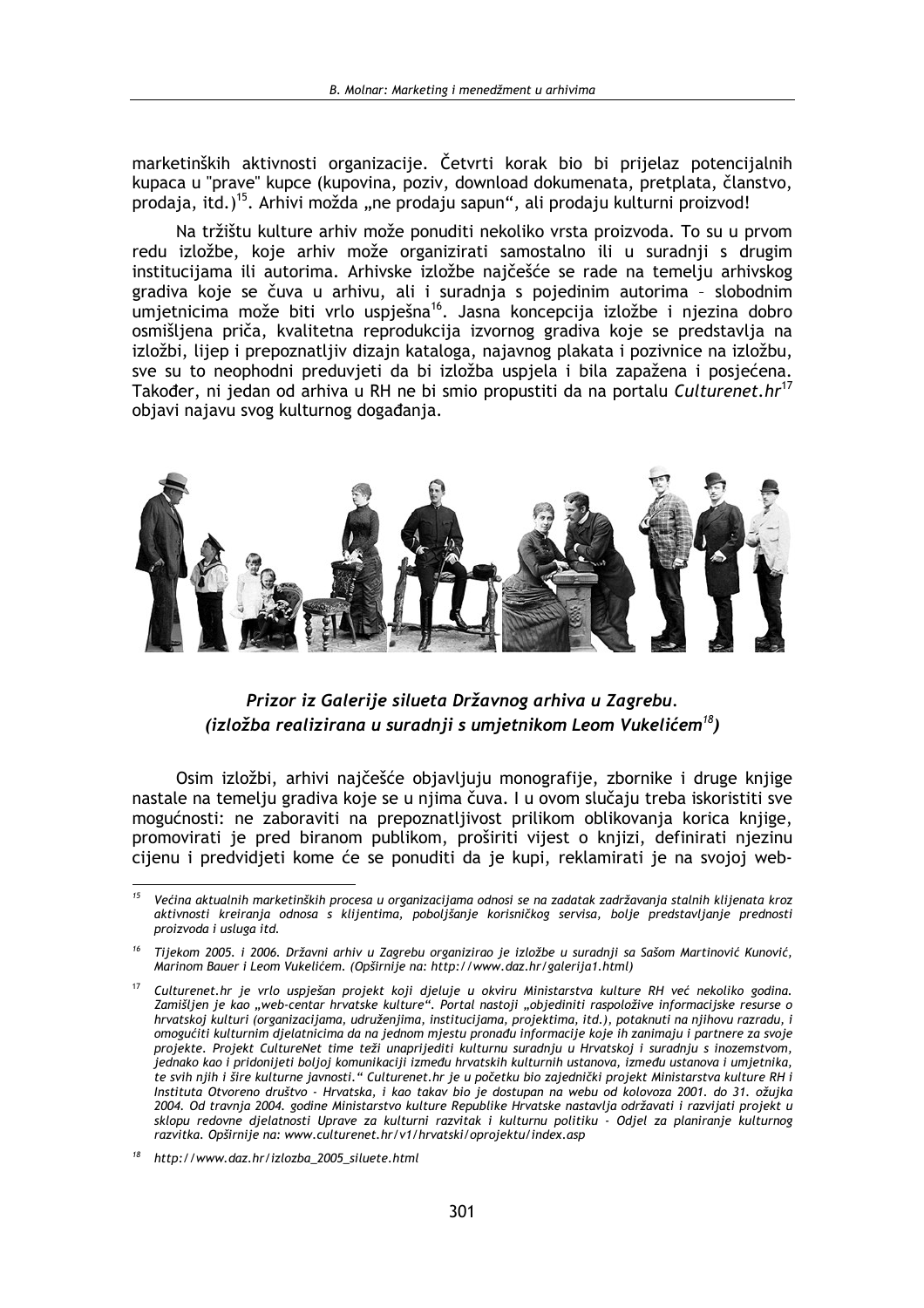marketinških aktivnosti organizacije. Četvrti korak bio bi prijelaz potencijalnih kupaca u "prave" kupce (kupovina, poziv, download dokumenata, pretplata, članstvo, prodaja, itd.)[15]. Arhivi možda „ne prodaju sapun", ali prodaju kulturni proizvod!

Na tržištu kulture arhiv može ponuditi nekoliko vrsta proizvoda. To su u prvom redu izložbe, koje arhiv može organizirati samostalno ili u suradnji s drugim institucijama ili autorima. Arhivske izložbe najčešće se rade na temelju arhivskog gradiva koje se čuva u arhivu, ali i suradnja s pojedinim autorima – slobodnim umjetnicima može biti vrlo uspješna[16]. Jasna koncepcija izložbe i njezina dobro osmišljena priča, kvalitetna reprodukcija izvornog gradiva koje se predstavlja na izložbi, lijep i prepoznatljiv dizajn kataloga, najavnog plakata i pozivnice na izložbu, sve su to neophodni preduvjeti da bi izložba uspjela i bila zapažena i posjećena. Također, ni jedan od arhiva u RH ne bi smio propustiti da na portalu *Culturenet.hr*[17] objavi najavu svog kulturnog događanja.

***Prizor iz Galerije silueta Državnog arhiva u Zagrebu.***
***(izložba realizirana u suradnji s umjetnikom Leom Vukelićem[18])***

Osim izložbi, arhivi najčešće objavljuju monografije, zbornike i druge knjige nastale na temelju gradiva koje se u njima čuva. I u ovom slučaju treba iskoristiti sve mogućnosti: ne zaboraviti na prepoznatljivost prilikom oblikovanja korica knjige, promovirati je pred biranom publikom, proširiti vijest o knjizi, definirati njezinu cijenu i predvidjeti kome će se ponuditi da je kupi, reklamirati je na svojoj web-

---

[15] *Većina aktualnih marketinških procesa u organizacijama odnosi se na zadatak zadržavanja stalnih klijenata kroz aktivnosti kreiranja odnosa s klijentima, poboljšanje korisničkog servisa, bolje predstavljanje prednosti proizvoda i usluga itd.*

[16] *Tijekom 2005. i 2006. Državni arhiv u Zagrebu organizirao je izložbe u suradnji sa Sašom Martinović Kunović, Marinom Bauer i Leom Vukelićem. (Opširnije na: http://www.daz.hr/galerija1.html)*

[17] *Culturenet.hr je vrlo uspješan projekt koji djeluje u okviru Ministarstva kulture RH već nekoliko godina. Zamišljen je kao „web-centar hrvatske kulture". Portal nastoji „objediniti raspoložive informacijske resurse o hrvatskoj kulturi (organizacijama, udruženjima, institucijama, projektima, itd.), potaknuti na njihovu razradu, i omogućiti kulturnim djelatnicima da na jednom mjestu pronađu informacije koje ih zanimaju i partnere za svoje projekte. Projekt CultureNet time teži unaprijediti kulturnu suradnju u Hrvatskoj i suradnju s inozemstvom, jednako kao i pridonijeti boljoj komunikaciji između hrvatskih kulturnih ustanova, između ustanova i umjetnika, te svih njih i šire kulturne javnosti." Culturenet.hr je u početku bio zajednički projekt Ministarstva kulture RH i Instituta Otvoreno društvo - Hrvatska, i kao takav bio je dostupan na webu od kolovoza 2001. do 31. ožujka 2004. Od travnja 2004. godine Ministarstvo kulture Republike Hrvatske nastavlja održavati i razvijati projekt u sklopu redovne djelatnosti Uprave za kulturni razvitak i kulturnu politiku - Odjel za planiranje kulturnog razvitka. Opširnije na: www.culturenet.hr/v1/hrvatski/oprojektu/index.asp*

[18] *http://www.daz.hr/izlozba_2005_siluete.html*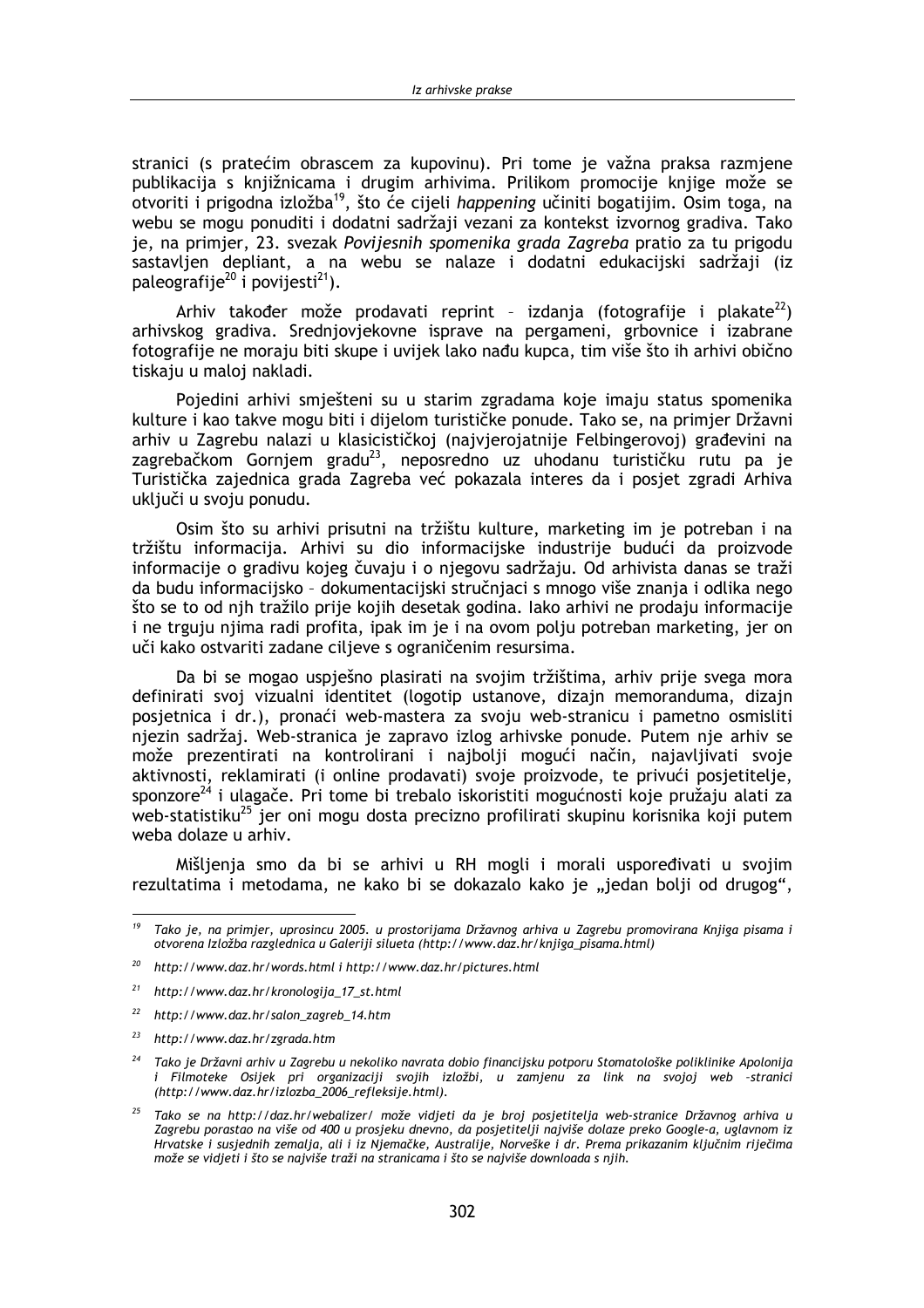stranici (s pratećim obrascem za kupovinu). Pri tome je važna praksa razmjene publikacija s knjižnicama i drugim arhivima. Prilikom promocije knjige može se otvoriti i prigodna izložba[19], što će cijeli *happening* učiniti bogatijim. Osim toga, na webu se mogu ponuditi i dodatni sadržaji vezani za kontekst izvornog gradiva. Tako je, na primjer, 23. svezak *Povijesnih spomenika grada Zagreba* pratio za tu prigodu sastavljen depliant, a na webu se nalaze i dodatni edukacijski sadržaji (iz paleografije[20] i povijesti[21]).

Arhiv također može prodavati reprint – izdanja (fotografije i plakate[22]) arhivskog gradiva. Srednjovjekovne isprave na pergameni, grbovnice i izabrane fotografije ne moraju biti skupe i uvijek lako nađu kupca, tim više što ih arhivi obično tiskaju u maloj nakladi.

Pojedini arhivi smješteni su u starim zgradama koje imaju status spomenika kulture i kao takve mogu biti i dijelom turističke ponude. Tako se, na primjer Državni arhiv u Zagrebu nalazi u klasicističkoj (najvjerojatnije Felbingerovoj) građevini na zagrebačkom Gornjem gradu[23], neposredno uz uhodanu turističku rutu pa je Turistička zajednica grada Zagreba već pokazala interes da i posjet zgradi Arhiva uključi u svoju ponudu.

Osim što su arhivi prisutni na tržištu kulture, marketing im je potreban i na tržištu informacija. Arhivi su dio informacijske industrije budući da proizvode informacije o gradivu kojeg čuvaju i o njegovu sadržaju. Od arhivista danas se traži da budu informacijsko – dokumentacijski stručnjaci s mnogo više znanja i odlika nego što se to od njh tražilo prije kojih desetak godina. Iako arhivi ne prodaju informacije i ne trguju njima radi profita, ipak im je i na ovom polju potreban marketing, jer on uči kako ostvariti zadane ciljeve s ograničenim resursima.

Da bi se mogao uspješno plasirati na svojim tržištima, arhiv prije svega mora definirati svoj vizualni identitet (logotip ustanove, dizajn memoranduma, dizajn posjetnica i dr.), pronaći web-mastera za svoju web-stranicu i pametno osmisliti njezin sadržaj. Web-stranica je zapravo izlog arhivske ponude. Putem nje arhiv se može prezentirati na kontrolirani i najbolji mogući način, najavljivati svoje aktivnosti, reklamirati (i online prodavati) svoje proizvode, te privući posjetitelje, sponzore[24] i ulagače. Pri tome bi trebalo iskoristiti mogućnosti koje pružaju alati za web-statistiku[25] jer oni mogu dosta precizno profilirati skupinu korisnika koji putem weba dolaze u arhiv.

Mišljenja smo da bi se arhivi u RH mogli i morali uspoređivati u svojim rezultatima i metodama, ne kako bi se dokazalo kako je „jedan bolji od drugog",

---

[19] *Tako je, na primjer, uprosincu 2005. u prostorijama Državnog arhiva u Zagrebu promovirana Knjiga pisama i otvorena Izložba razglednica u Galeriji silueta (http://www.daz.hr/knjiga_pisama.html)*

[20] *http://www.daz.hr/words.html i http://www.daz.hr/pictures.html*

[21] *http://www.daz.hr/kronologija_17_st.html*

[22] *http://www.daz.hr/salon_zagreb_14.htm*

[23] *http://www.daz.hr/zgrada.htm*

[24] *Tako je Državni arhiv u Zagrebu u nekoliko navrata dobio financijsku potporu Stomatološke poliklinike Apolonija i Filmoteke Osijek pri organizaciji svojih izložbi, u zamjenu za link na svojoj web –stranici (http://www.daz.hr/izlozba_2006_refleksije.html).*

[25] *Tako se na http://daz.hr/webalizer/ može vidjeti da je broj posjetitelja web-stranice Državnog arhiva u Zagrebu porastao na više od 400 u prosjeku dnevno, da posjetitelji najviše dolaze preko Google-a, uglavnom iz Hrvatske i susjednih zemalja, ali i iz Njemačke, Australije, Norveške i dr. Prema prikazanim ključnim riječima može se vidjeti i što se najviše traži na stranicama i što se najviše downloada s njih.*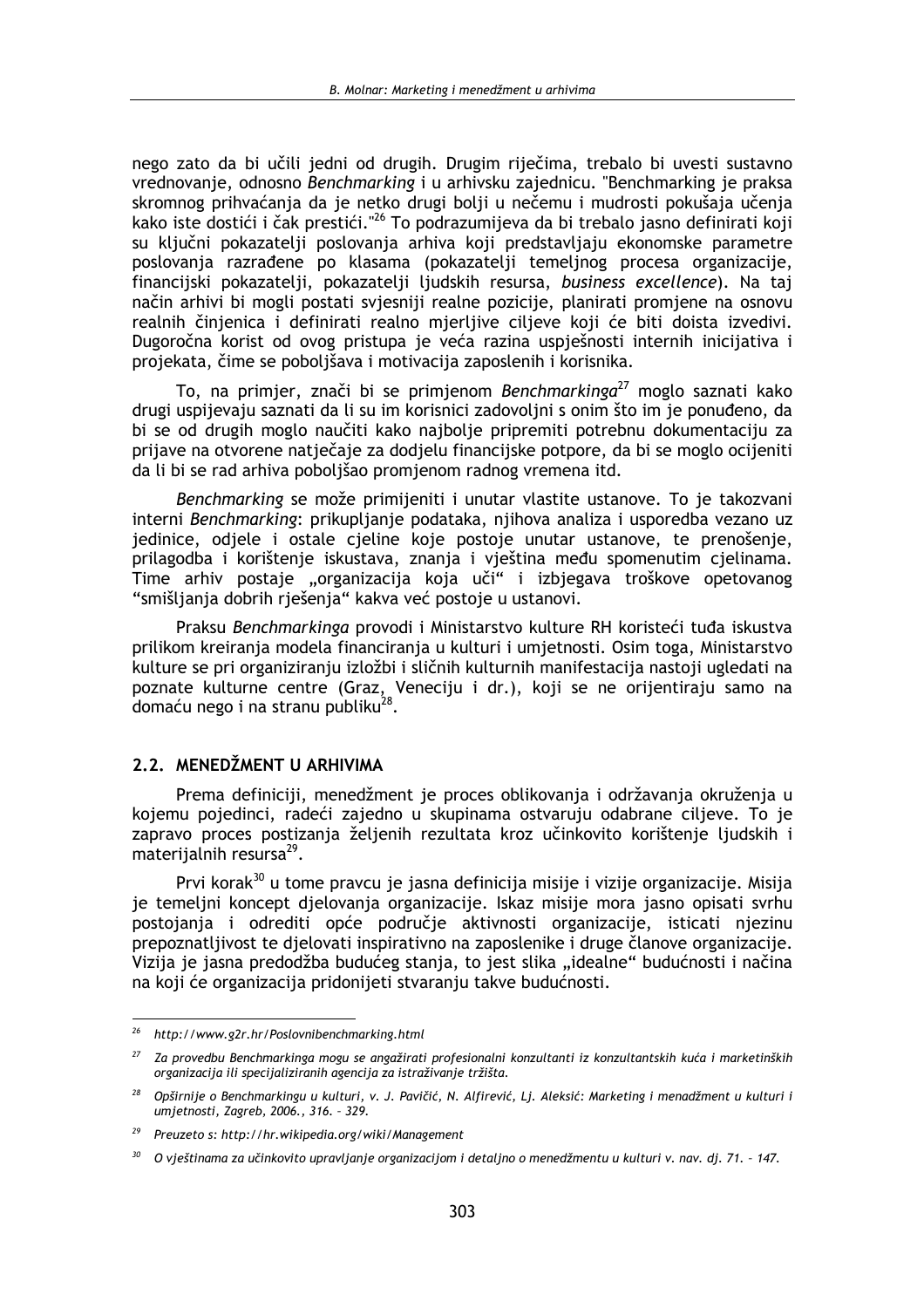nego zato da bi učili jedni od drugih. Drugim riječima, trebalo bi uvesti sustavno vrednovanje, odnosno *Benchmarking* i u arhivsku zajednicu. "Benchmarking je praksa skromnog prihvaćanja da je netko drugi bolji u nečemu i mudrosti pokušaja učenja kako iste dostići i čak prestići."[26] To podrazumijeva da bi trebalo jasno definirati koji su ključni pokazatelji poslovanja arhiva koji predstavljaju ekonomske parametre poslovanja razrađene po klasama (pokazatelji temeljnog procesa organizacije, financijski pokazatelji, pokazatelji ljudskih resursa, *business excellence*). Na taj način arhivi bi mogli postati svjesniji realne pozicije, planirati promjene na osnovu realnih činjenica i definirati realno mjerljive ciljeve koji će biti doista izvedivi. Dugoročna korist od ovog pristupa je veća razina uspješnosti internih inicijativa i projekata, čime se poboljšava i motivacija zaposlenih i korisnika.

To, na primjer, znači bi se primjenom *Benchmarkinga*[27] moglo saznati kako drugi uspijevaju saznati da li su im korisnici zadovoljni s onim što im je ponuđeno, da bi se od drugih moglo naučiti kako najbolje pripremiti potrebnu dokumentaciju za prijave na otvorene natječaje za dodjelu financijske potpore, da bi se moglo ocijeniti da li bi se rad arhiva poboljšao promjenom radnog vremena itd.

*Benchmarking* se može primijeniti i unutar vlastite ustanove. To je takozvani interni *Benchmarking*: prikupljanje podataka, njihova analiza i usporedba vezano uz jedinice, odjele i ostale cjeline koje postoje unutar ustanove, te prenošenje, prilagodba i korištenje iskustava, znanja i vještina među spomenutim cjelinama. Time arhiv postaje „organizacija koja uči" i izbjegava troškove opetovanog "smišljanja dobrih rješenja" kakva već postoje u ustanovi.

Praksu *Benchmarkinga* provodi i Ministarstvo kulture RH koristeći tuđa iskustva prilikom kreiranja modela financiranja u kulturi i umjetnosti. Osim toga, Ministarstvo kulture se pri organiziranju izložbi i sličnih kulturnih manifestacija nastoji ugledati na poznate kulturne centre (Graz, Veneciju i dr.), koji se ne orijentiraju samo na domaću nego i na stranu publiku[28].

## 2.2. MENEDŽMENT U ARHIVIMA

Prema definiciji, menedžment je proces oblikovanja i održavanja okruženja u kojemu pojedinci, radeći zajedno u skupinama ostvaruju odabrane ciljeve. To je zapravo proces postizanja željenih rezultata kroz učinkovito korištenje ljudskih i materijalnih resursa[29].

Prvi korak[30] u tome pravcu je jasna definicija misije i vizije organizacije. Misija je temeljni koncept djelovanja organizacije. Iskaz misije mora jasno opisati svrhu postojanja i odrediti opće područje aktivnosti organizacije, isticati njezinu prepoznatljivost te djelovati inspirativno na zaposlenike i druge članove organizacije. Vizija je jasna predodžba budućeg stanja, to jest slika „idealne" budućnosti i načina na koji će organizacija pridonijeti stvaranju takve budućnosti.

---

[26] *http://www.g2r.hr/Poslovnibenchmarking.html*

[27] *Za provedbu Benchmarkinga mogu se angažirati profesionalni konzultanti iz konzultantskih kuća i marketinških organizacija ili specijaliziranih agencija za istraživanje tržišta.*

[28] *Opširnije o Benchmarkingu u kulturi, v. J. Pavičić, N. Alfirević, Lj. Aleksić: Marketing i menadžment u kulturi i umjetnosti, Zagreb, 2006., 316. – 329.*

[29] *Preuzeto s: http://hr.wikipedia.org/wiki/Management*

[30] *O vještinama za učinkovito upravljanje organizacijom i detaljno o menedžmentu u kulturi v. nav. dj. 71. – 147.*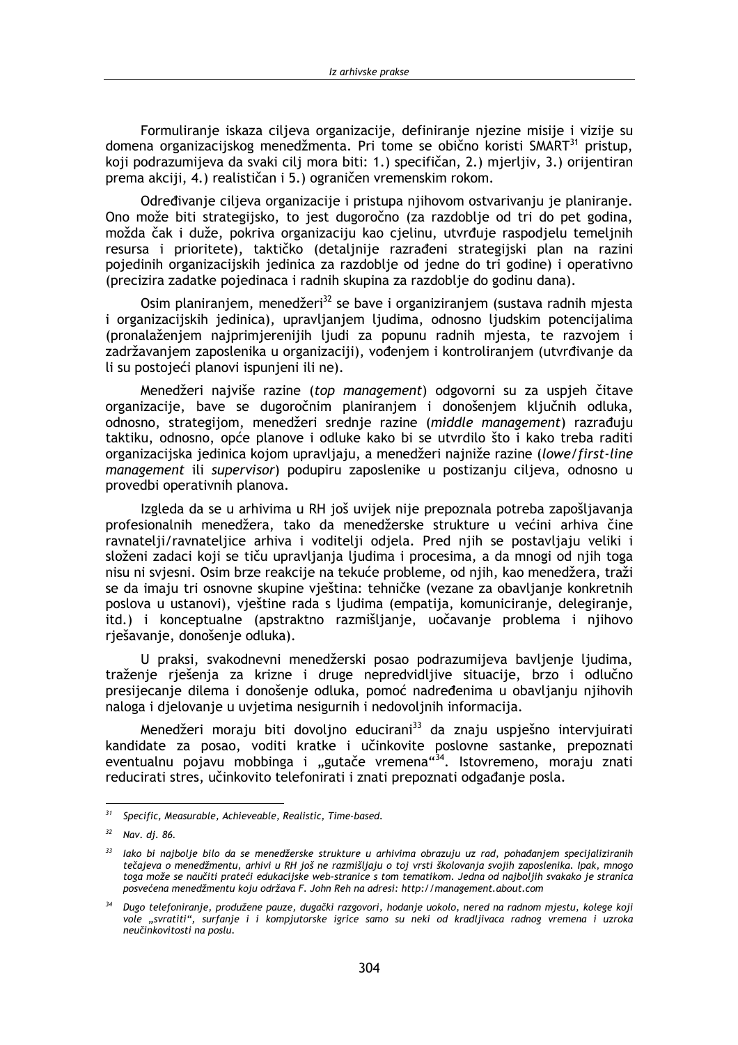Formuliranje iskaza ciljeva organizacije, definiranje njezine misije i vizije su domena organizacijskog menedžmenta. Pri tome se obično koristi SMART[31] pristup, koji podrazumijeva da svaki cilj mora biti: 1.) specifičan, 2.) mjerljiv, 3.) orijentiran prema akciji, 4.) realističan i 5.) ograničen vremenskim rokom.

Određivanje ciljeva organizacije i pristupa njihovom ostvarivanju je planiranje. Ono može biti strategijsko, to jest dugoročno (za razdoblje od tri do pet godina, možda čak i duže, pokriva organizaciju kao cjelinu, utvrđuje raspodjelu temeljnih resursa i prioritete), taktičko (detaljnije razrađeni strategijski plan na razini pojedinih organizacijskih jedinica za razdoblje od jedne do tri godine) i operativno (precizira zadatke pojedinaca i radnih skupina za razdoblje do godinu dana).

Osim planiranjem, menedžeri[32] se bave i organiziranjem (sustava radnih mjesta i organizacijskih jedinica), upravljanjem ljudima, odnosno ljudskim potencijalima (pronalaženjem najprimjerenijih ljudi za popunu radnih mjesta, te razvojem i zadržavanjem zaposlenika u organizaciji), vođenjem i kontroliranjem (utvrđivanje da li su postojeći planovi ispunjeni ili ne).

Menedžeri najviše razine (*top management*) odgovorni su za uspjeh čitave organizacije, bave se dugoročnim planiranjem i donošenjem ključnih odluka, odnosno, strategijom, menedžeri srednje razine (*middle management*) razrađuju taktiku, odnosno, opće planove i odluke kako bi se utvrdilo što i kako treba raditi organizacijska jedinica kojom upravljaju, a menedžeri najniže razine (*lowe/first-line management* ili *supervisor*) podupiru zaposlenike u postizanju ciljeva, odnosno u provedbi operativnih planova.

Izgleda da se u arhivima u RH još uvijek nije prepoznala potreba zapošljavanja profesionalnih menedžera, tako da menedžerske strukture u većini arhiva čine ravnatelji/ravnateljice arhiva i voditelji odjela. Pred njih se postavljaju veliki i složeni zadaci koji se tiču upravljanja ljudima i procesima, a da mnogi od njih toga nisu ni svjesni. Osim brze reakcije na tekuće probleme, od njih, kao menedžera, traži se da imaju tri osnovne skupine vještina: tehničke (vezane za obavljanje konkretnih poslova u ustanovi), vještine rada s ljudima (empatija, komuniciranje, delegiranje, itd.) i konceptualne (apstraktno razmišljanje, uočavanje problema i njihovo rješavanje, donošenje odluka).

U praksi, svakodnevni menedžerski posao podrazumijeva bavljenje ljudima, traženje rješenja za krizne i druge nepredvidljive situacije, brzo i odlučno presijecanje dilema i donošenje odluka, pomoć nadređenima u obavljanju njihovih naloga i djelovanje u uvjetima nesigurnih i nedovoljnih informacija.

Menedžeri moraju biti dovoljno educirani[33] da znaju uspješno intervjuirati kandidate za posao, voditi kratke i učinkovite poslovne sastanke, prepoznati eventualnu pojavu mobbinga i „gutače vremena“[34]. Istovremeno, moraju znati reducirati stres, učinkovito telefonirati i znati prepoznati odgađanje posla.

---

[31] *Specific, Measurable, Achieveable, Realistic, Time-based.*

[32] *Nav. dj. 86.*

[33] *Iako bi najbolje bilo da se menedžerske strukture u arhivima obrazuju uz rad, pohađanjem specijaliziranih tečajeva o menedžmentu, arhivi u RH još ne razmišljaju o toj vrsti školovanja svojih zaposlenika. Ipak, mnogo toga može se naučiti prateći edukacijske web-stranice s tom tematikom. Jedna od najboljih svakako je stranica posvećena menedžmentu koju održava F. John Reh na adresi: http://management.about.com*

[34] *Dugo telefoniranje, produžene pauze, dugački razgovori, hodanje uokolo, nered na radnom mjestu, kolege koji vole „svratiti“, surfanje i i kompjutorske igrice samo su neki od kradljivaca radnog vremena i uzroka neučinkovitosti na poslu.*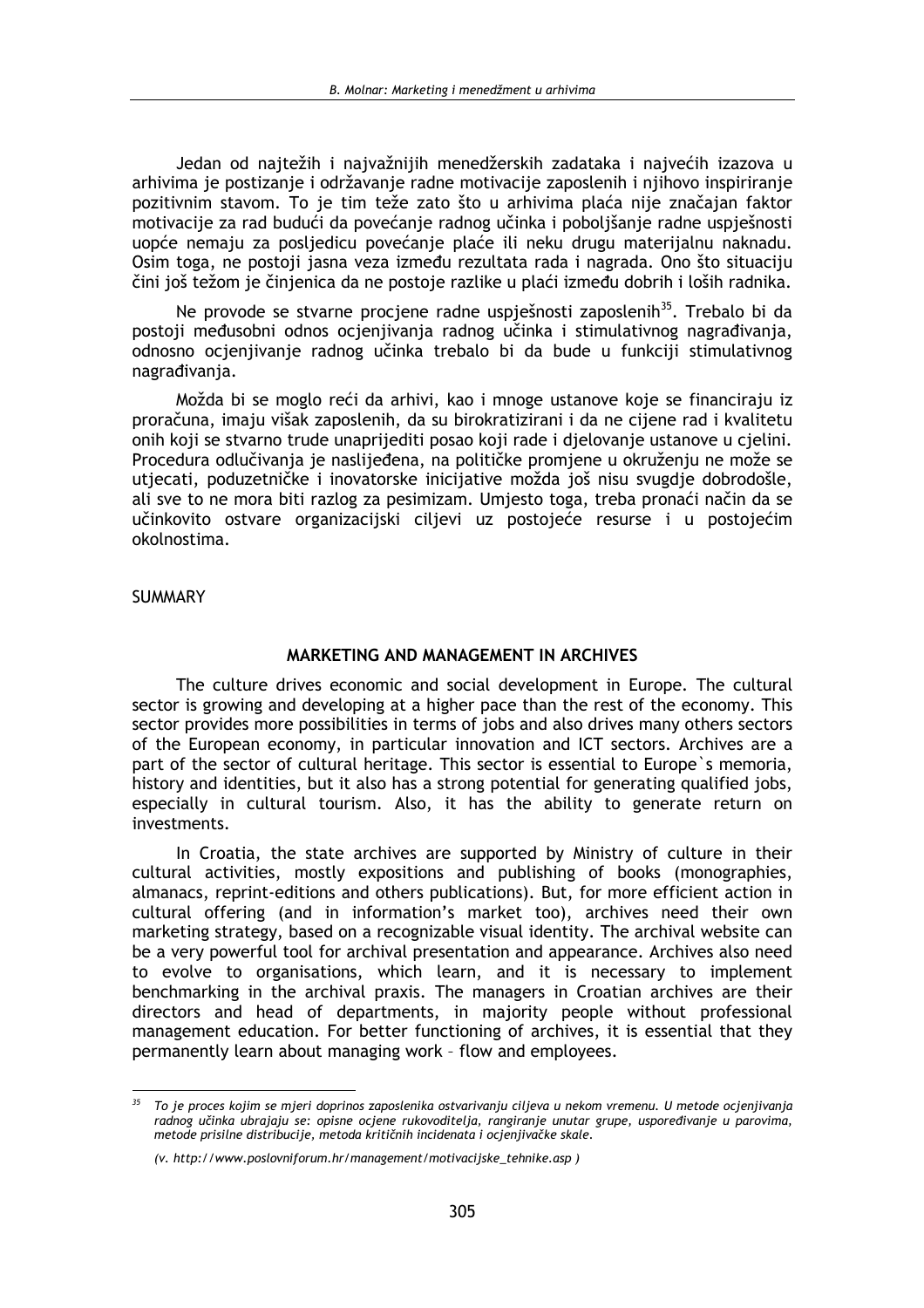Jedan od najtežih i najvažnijih menedžerskih zadataka i najvećih izazova u arhivima je postizanje i održavanje radne motivacije zaposlenih i njihovo inspiriranje pozitivnim stavom. To je tim teže zato što u arhivima plaća nije značajan faktor motivacije za rad budući da povećanje radnog učinka i poboljšanje radne uspješnosti uopće nemaju za posljedicu povećanje plaće ili neku drugu materijalnu naknadu. Osim toga, ne postoji jasna veza između rezultata rada i nagrada. Ono što situaciju čini još težom je činjenica da ne postoje razlike u plaći između dobrih i loših radnika.

Ne provode se stvarne procjene radne uspješnosti zaposlenih[35]. Trebalo bi da postoji međusobni odnos ocjenjivanja radnog učinka i stimulativnog nagrađivanja, odnosno ocjenjivanje radnog učinka trebalo bi da bude u funkciji stimulativnog nagrađivanja.

Možda bi se moglo reći da arhivi, kao i mnoge ustanove koje se financiraju iz proračuna, imaju višak zaposlenih, da su birokratizirani i da ne cijene rad i kvalitetu onih koji se stvarno trude unaprijediti posao koji rade i djelovanje ustanove u cjelini. Procedura odlučivanja je naslijeđena, na političke promjene u okruženju ne može se utjecati, poduzetničke i inovatorske inicijative možda još nisu svugdje dobrodošle, ali sve to ne mora biti razlog za pesimizam. Umjesto toga, treba pronaći način da se učinkovito ostvare organizacijski ciljevi uz postojeće resurse i u postojećim okolnostima.

SUMMARY

## MARKETING AND MANAGEMENT IN ARCHIVES

The culture drives economic and social development in Europe. The cultural sector is growing and developing at a higher pace than the rest of the economy. This sector provides more possibilities in terms of jobs and also drives many others sectors of the European economy, in particular innovation and ICT sectors. Archives are a part of the sector of cultural heritage. This sector is essential to Europe`s memoria, history and identities, but it also has a strong potential for generating qualified jobs, especially in cultural tourism. Also, it has the ability to generate return on investments.

In Croatia, the state archives are supported by Ministry of culture in their cultural activities, mostly expositions and publishing of books (monographies, almanacs, reprint-editions and others publications). But, for more efficient action in cultural offering (and in information's market too), archives need their own marketing strategy, based on a recognizable visual identity. The archival website can be a very powerful tool for archival presentation and appearance. Archives also need to evolve to organisations, which learn, and it is necessary to implement benchmarking in the archival praxis. The managers in Croatian archives are their directors and head of departments, in majority people without professional management education. For better functioning of archives, it is essential that they permanently learn about managing work – flow and employees.

---

[35] *To je proces kojim se mjeri doprinos zaposlenika ostvarivanju ciljeva u nekom vremenu. U metode ocjenjivanja radnog učinka ubrajaju se: opisne ocjene rukovoditelja, rangiranje unutar grupe, uspoređivanje u parovima, metode prisilne distribucije, metoda kritičnih incidenata i ocjenjivačke skale.*

*(v. http://www.poslovniforum.hr/management/motivacijske_tehnike.asp )*